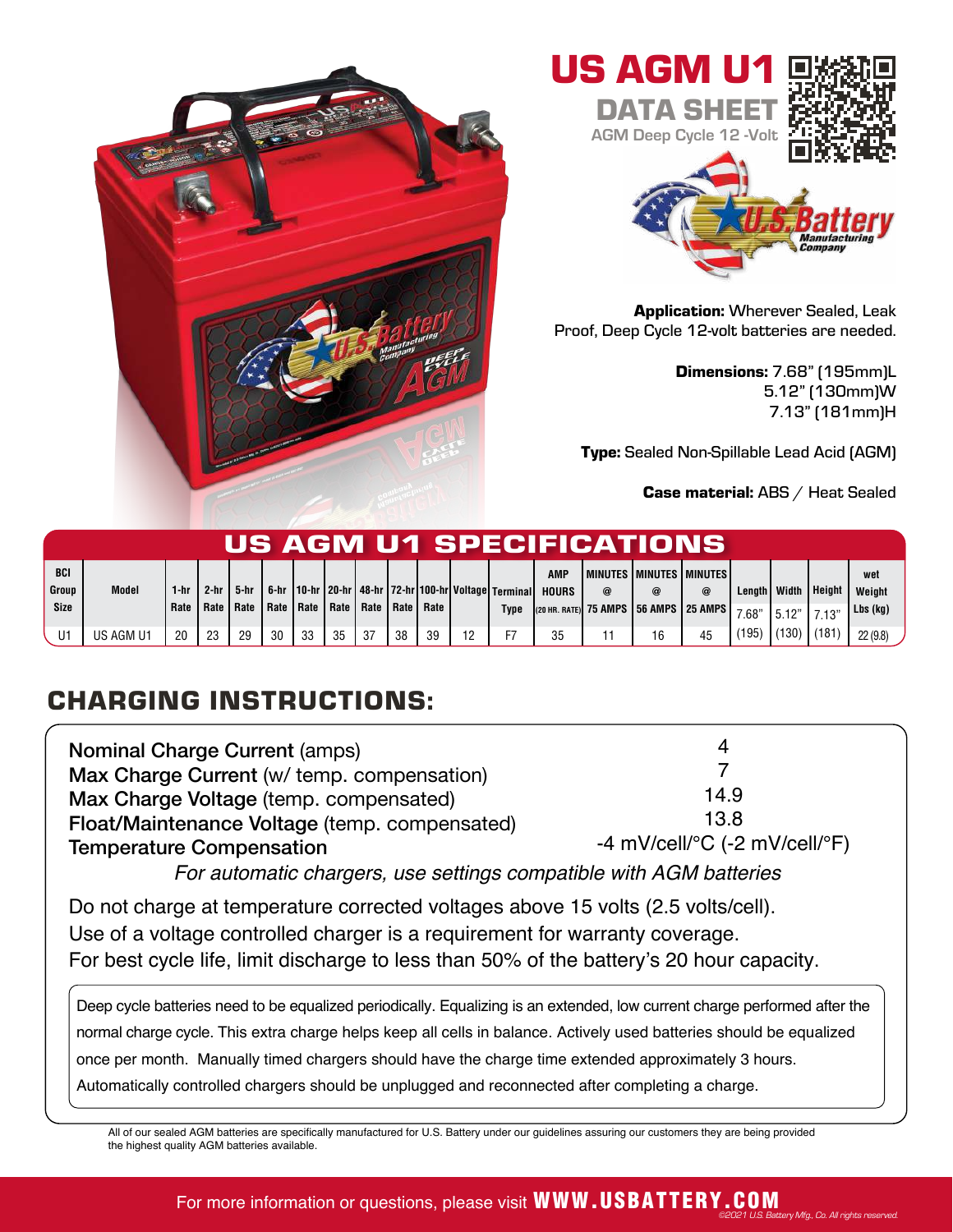# US AGM U1

## DATA SHEET

AGM Deep Cycle 12 -Volt

**Application:** Wherever Sealed, Leak Proof, Deep Cycle 12-volt batteries are needed.

**Dimensions:** 7.68" (195mm)L
5.12" (130mm)W
7.13" (181mm)H

**Type:** Sealed Non-Spillable Lead Acid (AGM)

**Case material:** ABS / Heat Sealed

## US AGM U1 SPECIFICATIONS

| BCI Group Size | Model | 1-hr Rate | 2-hr Rate | 5-hr Rate | 6-hr Rate | 10-hr Rate | 20-hr Rate | 48-hr Rate | 72-hr Rate | 100-hr Rate | Voltage | Terminal Type | AMP HOURS (20 HR. RATE) | MINUTES @ 75 AMPS | MINUTES @ 56 AMPS | MINUTES @ 25 AMPS | Length 7.68" (195) | Width 5.12" (130) | Height 7.13" (181) | wet Weight Lbs (kg) |
|---|---|---|---|---|---|---|---|---|---|---|---|---|---|---|---|---|---|---|---|---|
| U1 | US AGM U1 | 20 | 23 | 29 | 30 | 33 | 35 | 37 | 38 | 39 | 12 | F7 | 35 | 11 | 16 | 45 | | | | 22 (9.8) |

## CHARGING INSTRUCTIONS:

| | |
|---|---|
| **Nominal Charge Current** (amps) | 4 |
| **Max Charge Current** (w/ temp. compensation) | 7 |
| **Max Charge Voltage** (temp. compensated) | 14.9 |
| **Float/Maintenance Voltage** (temp. compensated) | 13.8 |
| **Temperature Compensation** | -4 mV/cell/°C (-2 mV/cell/°F) |

*For automatic chargers, use settings compatible with AGM batteries*

Do not charge at temperature corrected voltages above 15 volts (2.5 volts/cell).
Use of a voltage controlled charger is a requirement for warranty coverage.
For best cycle life, limit discharge to less than 50% of the battery's 20 hour capacity.

Deep cycle batteries need to be equalized periodically. Equalizing is an extended, low current charge performed after the normal charge cycle. This extra charge helps keep all cells in balance. Actively used batteries should be equalized once per month. Manually timed chargers should have the charge time extended approximately 3 hours. Automatically controlled chargers should be unplugged and reconnected after completing a charge.

All of our sealed AGM batteries are specifically manufactured for U.S. Battery under our guidelines assuring our customers they are being provided the highest quality AGM batteries available.

For more information or questions, please visit **WWW.USBATTERY.COM**

©2021 U.S. Battery Mfg. Co. All rights reserved.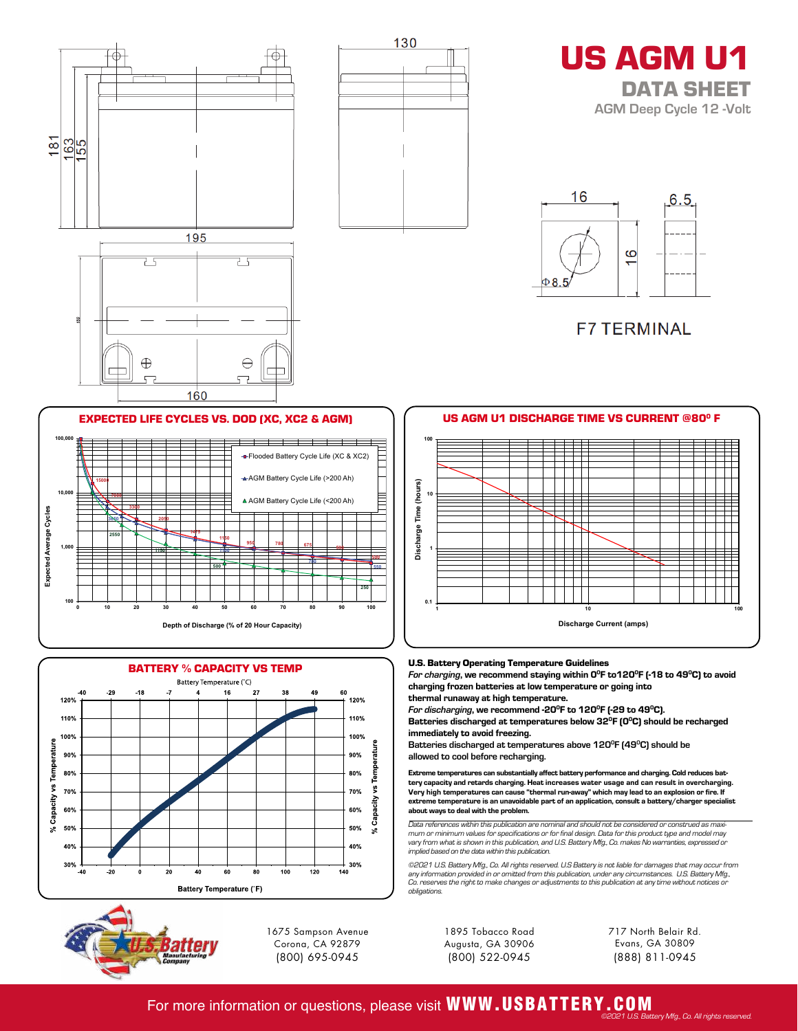# US AGM U1

## DATA SHEET

AGM Deep Cycle 12 -Volt

181
163
155
130
195
160

16
6.5
16
Φ8.5

F7 TERMINAL

### EXPECTED LIFE CYCLES VS. DOD (XC, XC2 & AGM)

Expected Average Cycles

100,000
10,000
1,000
100

Flooded Battery Cycle Life (XC & XC2)
AGM Battery Cycle Life (>200 Ah)
AGM Battery Cycle Life (<200 Ah)

15000
7000
3300
2050
1475
1150
950
780
675
590
500
5000
2550
1150
1100
500
750
550
250

0 10 20 30 40 50 60 70 80 90 100

Depth of Discharge (% of 20 Hour Capacity)

### US AGM U1 DISCHARGE TIME VS CURRENT @80° F

Discharge Time (hours)

100
10
1
0.1

1 10 100

Discharge Current (amps)

### BATTERY % CAPACITY VS TEMP

Battery Temperature (˚C)

-40 -29 -18 -7 4 16 27 38 49 60

% Capacity vs Temperature

120%
110%
100%
90%
80%
70%
60%
50%
40%
30%

-40 -20 0 20 40 60 80 100 120 140

Battery Temperature (˚F)

**U.S. Battery Operating Temperature Guidelines**

***For charging***, **we recommend staying within 0°F to120°F (-18 to 49°C) to avoid charging frozen batteries at low temperature or going into thermal runaway at high temperature.**

***For discharging***, **we recommend -20°F to 120°F (-29 to 49°C).**

**Batteries discharged at temperatures below 32°F (0°C) should be recharged immediately to avoid freezing.**

**Batteries discharged at temperatures above 120°F (49°C) should be allowed to cool before recharging.**

**Extreme temperatures can substantially affect battery performance and charging. Cold reduces battery capacity and retards charging. Heat increases water usage and can result in overcharging. Very high temperatures can cause "thermal run-away" which may lead to an explosion or fire. If extreme temperature is an unavoidable part of an application, consult a battery/charger specialist about ways to deal with the problem.**

*Data references within this publication are nominal and should not be considered or construed as maximum or minimum values for specifications or for final design. Data for this product type and model may vary from what is shown in this publication, and U.S. Battery Mfg., Co. makes No warranties, expressed or implied based on the data within this publication.*

*©2021 U.S. Battery Mfg., Co. All rights reserved. U.S Battery is not liable for damages that may occur from any information provided in or omitted from this publication, under any circumstances. U.S. Battery Mfg., Co. reserves the right to make changes or adjustments to this publication at any time without notices or obligations.*

U.S. Battery Manufacturing Company

1675 Sampson Avenue
Corona, CA 92879
(800) 695-0945

1895 Tobacco Road
Augusta, GA 30906
(800) 522-0945

717 North Belair Rd.
Evans, GA 30809
(888) 811-0945

For more information or questions, please visit **WWW.USBATTERY.COM**

*©2021 U.S. Battery Mfg., Co. All rights reserved.*